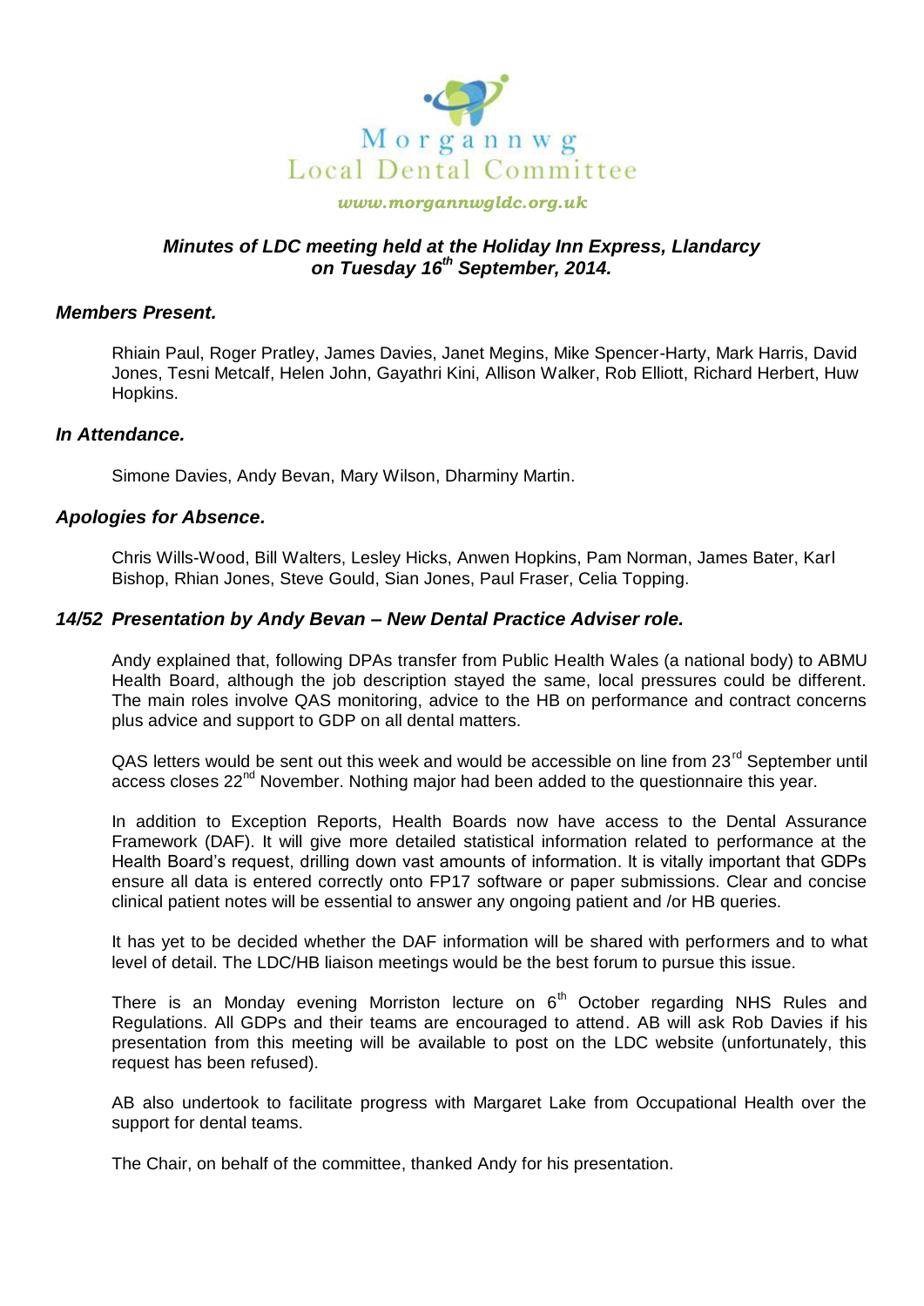Morgannwg Local Dental Committee

*www.morgannwgldc.org.uk*

# *Minutes of LDC meeting held at the Holiday Inn Express, Llandarcy on Tuesday 16th September, 2014.*

### *Members Present.*

Rhiain Paul, Roger Pratley, James Davies, Janet Megins, Mike Spencer-Harty, Mark Harris, David Jones, Tesni Metcalf, Helen John, Gayathri Kini, Allison Walker, Rob Elliott, Richard Herbert, Huw Hopkins.

### *In Attendance.*

Simone Davies, Andy Bevan, Mary Wilson, Dharminy Martin.

### *Apologies for Absence.*

Chris Wills-Wood, Bill Walters, Lesley Hicks, Anwen Hopkins, Pam Norman, James Bater, Karl Bishop, Rhian Jones, Steve Gould, Sian Jones, Paul Fraser, Celia Topping.

### *14/52 Presentation by Andy Bevan – New Dental Practice Adviser role.*

Andy explained that, following DPAs transfer from Public Health Wales (a national body) to ABMU Health Board, although the job description stayed the same, local pressures could be different. The main roles involve QAS monitoring, advice to the HB on performance and contract concerns plus advice and support to GDP on all dental matters.

QAS letters would be sent out this week and would be accessible on line from 23rd September until access closes 22nd November. Nothing major had been added to the questionnaire this year.

In addition to Exception Reports, Health Boards now have access to the Dental Assurance Framework (DAF). It will give more detailed statistical information related to performance at the Health Board's request, drilling down vast amounts of information. It is vitally important that GDPs ensure all data is entered correctly onto FP17 software or paper submissions. Clear and concise clinical patient notes will be essential to answer any ongoing patient and /or HB queries.

It has yet to be decided whether the DAF information will be shared with performers and to what level of detail. The LDC/HB liaison meetings would be the best forum to pursue this issue.

There is an Monday evening Morriston lecture on 6th October regarding NHS Rules and Regulations. All GDPs and their teams are encouraged to attend. AB will ask Rob Davies if his presentation from this meeting will be available to post on the LDC website (unfortunately, this request has been refused).

AB also undertook to facilitate progress with Margaret Lake from Occupational Health over the support for dental teams.

The Chair, on behalf of the committee, thanked Andy for his presentation.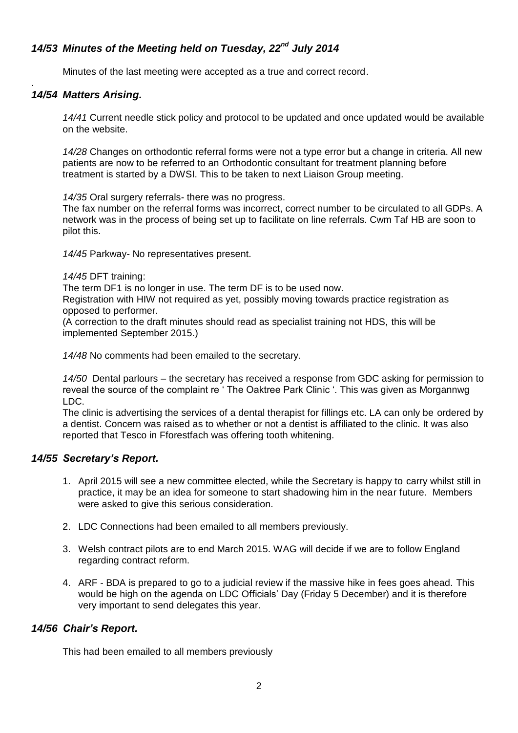### *14/53 Minutes of the Meeting held on Tuesday, 22nd July 2014*

Minutes of the last meeting were accepted as a true and correct record.

### *14/54 Matters Arising.*

*14/41* Current needle stick policy and protocol to be updated and once updated would be available on the website.

*14/28* Changes on orthodontic referral forms were not a type error but a change in criteria. All new patients are now to be referred to an Orthodontic consultant for treatment planning before treatment is started by a DWSI. This to be taken to next Liaison Group meeting.

*14/35* Oral surgery referrals- there was no progress.
The fax number on the referral forms was incorrect, correct number to be circulated to all GDPs. A network was in the process of being set up to facilitate on line referrals. Cwm Taf HB are soon to pilot this.

*14/45* Parkway- No representatives present.

*14/45* DFT training:
The term DF1 is no longer in use. The term DF is to be used now.
Registration with HIW not required as yet, possibly moving towards practice registration as opposed to performer.
(A correction to the draft minutes should read as specialist training not HDS, this will be implemented September 2015.)

*14/48* No comments had been emailed to the secretary.

*14/50* Dental parlours – the secretary has received a response from GDC asking for permission to reveal the source of the complaint re ' The Oaktree Park Clinic '. This was given as Morgannwg LDC.
The clinic is advertising the services of a dental therapist for fillings etc. LA can only be ordered by a dentist. Concern was raised as to whether or not a dentist is affiliated to the clinic. It was also reported that Tesco in Fforestfach was offering tooth whitening.

### *14/55 Secretary's Report.*

1. April 2015 will see a new committee elected, while the Secretary is happy to carry whilst still in practice, it may be an idea for someone to start shadowing him in the near future. Members were asked to give this serious consideration.
2. LDC Connections had been emailed to all members previously.
3. Welsh contract pilots are to end March 2015. WAG will decide if we are to follow England regarding contract reform.
4. ARF - BDA is prepared to go to a judicial review if the massive hike in fees goes ahead. This would be high on the agenda on LDC Officials' Day (Friday 5 December) and it is therefore very important to send delegates this year.

### *14/56 Chair's Report.*

This had been emailed to all members previously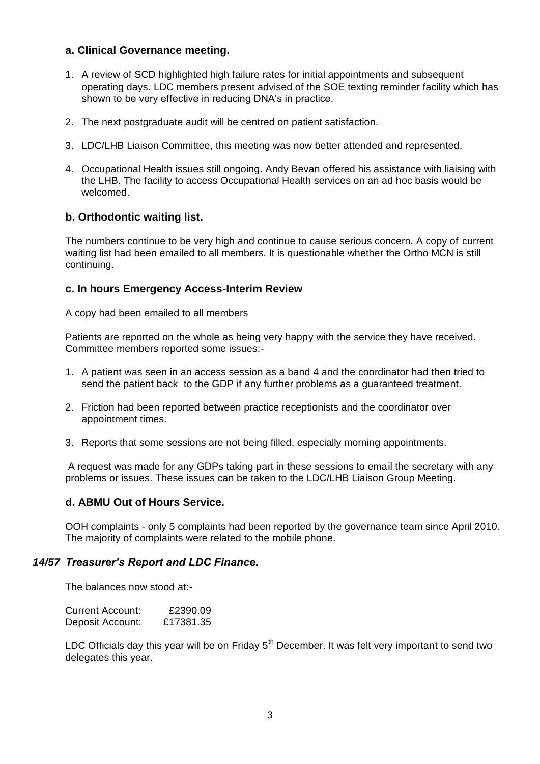### a. Clinical Governance meeting.

1. A review of SCD highlighted high failure rates for initial appointments and subsequent operating days. LDC members present advised of the SOE texting reminder facility which has shown to be very effective in reducing DNA's in practice.

2. The next postgraduate audit will be centred on patient satisfaction.

3. LDC/LHB Liaison Committee, this meeting was now better attended and represented.

4. Occupational Health issues still ongoing. Andy Bevan offered his assistance with liaising with the LHB. The facility to access Occupational Health services on an ad hoc basis would be welcomed.

### b. Orthodontic waiting list.

The numbers continue to be very high and continue to cause serious concern. A copy of current waiting list had been emailed to all members. It is questionable whether the Ortho MCN is still continuing.

### c. In hours Emergency Access-Interim Review

A copy had been emailed to all members

Patients are reported on the whole as being very happy with the service they have received. Committee members reported some issues:-

1. A patient was seen in an access session as a band 4 and the coordinator had then tried to send the patient back to the GDP if any further problems as a guaranteed treatment.

2. Friction had been reported between practice receptionists and the coordinator over appointment times.

3. Reports that some sessions are not being filled, especially morning appointments.

A request was made for any GDPs taking part in these sessions to email the secretary with any problems or issues. These issues can be taken to the LDC/LHB Liaison Group Meeting.

### d. ABMU Out of Hours Service.

OOH complaints - only 5 complaints had been reported by the governance team since April 2010. The majority of complaints were related to the mobile phone.

## *14/57 Treasurer's Report and LDC Finance.*

The balances now stood at:-

| | |
|---|---|
| Current Account: | £2390.09 |
| Deposit Account: | £17381.35 |

LDC Officials day this year will be on Friday 5th December. It was felt very important to send two delegates this year.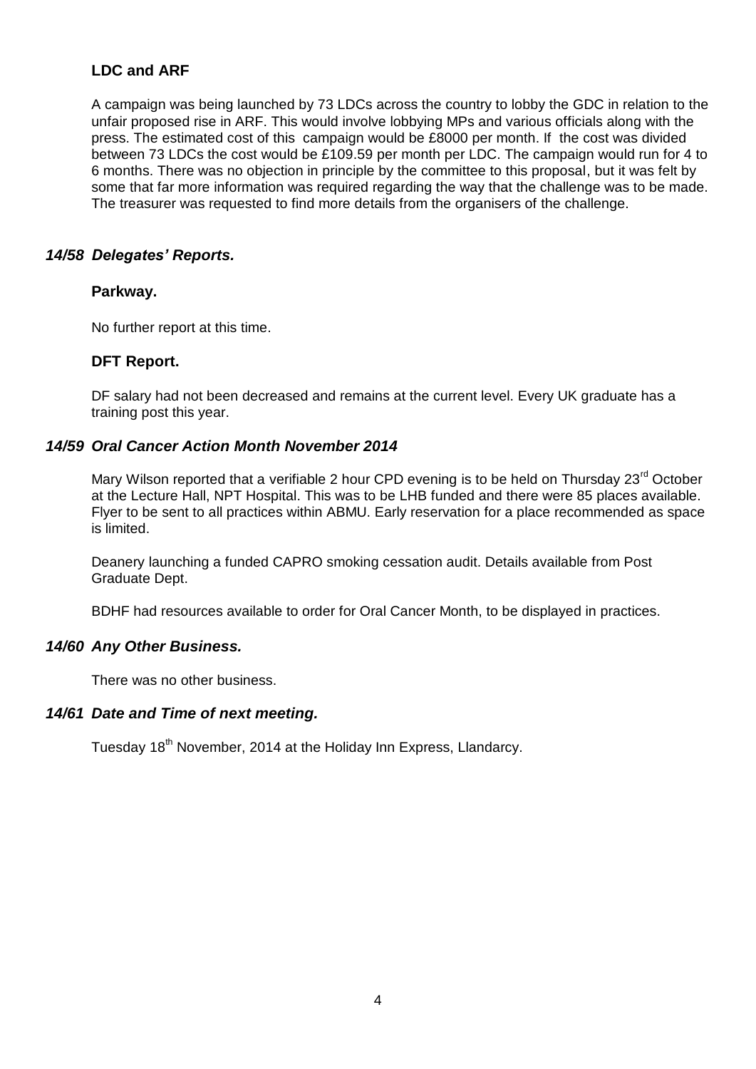### LDC and ARF

A campaign was being launched by 73 LDCs across the country to lobby the GDC in relation to the unfair proposed rise in ARF. This would involve lobbying MPs and various officials along with the press. The estimated cost of this campaign would be £8000 per month. If the cost was divided between 73 LDCs the cost would be £109.59 per month per LDC. The campaign would run for 4 to 6 months. There was no objection in principle by the committee to this proposal, but it was felt by some that far more information was required regarding the way that the challenge was to be made. The treasurer was requested to find more details from the organisers of the challenge.

## *14/58 Delegates' Reports.*

### Parkway.

No further report at this time.

### DFT Report.

DF salary had not been decreased and remains at the current level. Every UK graduate has a training post this year.

## *14/59 Oral Cancer Action Month November 2014*

Mary Wilson reported that a verifiable 2 hour CPD evening is to be held on Thursday 23rd October at the Lecture Hall, NPT Hospital. This was to be LHB funded and there were 85 places available. Flyer to be sent to all practices within ABMU. Early reservation for a place recommended as space is limited.

Deanery launching a funded CAPRO smoking cessation audit. Details available from Post Graduate Dept.

BDHF had resources available to order for Oral Cancer Month, to be displayed in practices.

## *14/60 Any Other Business.*

There was no other business.

## *14/61 Date and Time of next meeting.*

Tuesday 18th November, 2014 at the Holiday Inn Express, Llandarcy.